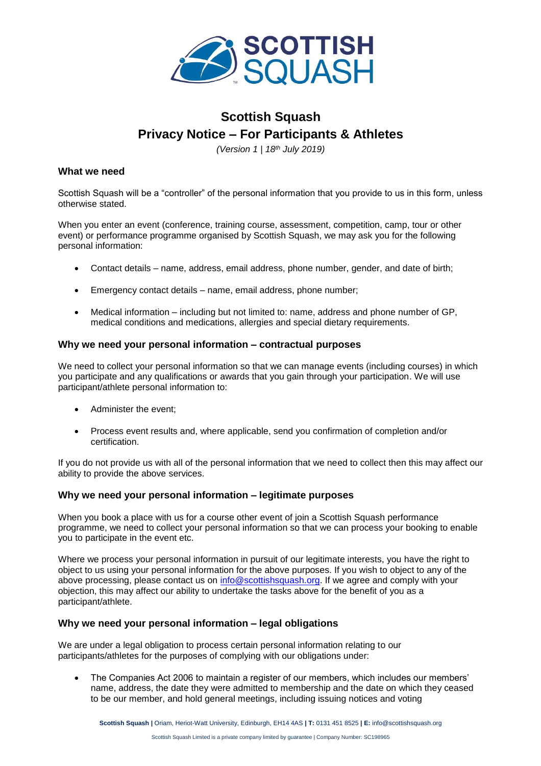# Scottish Squash

## Privacy Notice – For Participants & Athletes

*(Version 1 | 18th July 2019)*

### What we need

Scottish Squash will be a "controller" of the personal information that you provide to us in this form, unless otherwise stated.

When you enter an event (conference, training course, assessment, competition, camp, tour or other event) or performance programme organised by Scottish Squash, we may ask you for the following personal information:

- Contact details – name, address, email address, phone number, gender, and date of birth;
- Emergency contact details – name, email address, phone number;
- Medical information – including but not limited to: name, address and phone number of GP, medical conditions and medications, allergies and special dietary requirements.

### Why we need your personal information – contractual purposes

We need to collect your personal information so that we can manage events (including courses) in which you participate and any qualifications or awards that you gain through your participation. We will use participant/athlete personal information to:

- Administer the event;
- Process event results and, where applicable, send you confirmation of completion and/or certification.

If you do not provide us with all of the personal information that we need to collect then this may affect our ability to provide the above services.

### Why we need your personal information – legitimate purposes

When you book a place with us for a course other event of join a Scottish Squash performance programme, we need to collect your personal information so that we can process your booking to enable you to participate in the event etc.

Where we process your personal information in pursuit of our legitimate interests, you have the right to object to us using your personal information for the above purposes. If you wish to object to any of the above processing, please contact us on info@scottishsquash.org. If we agree and comply with your objection, this may affect our ability to undertake the tasks above for the benefit of you as a participant/athlete.

### Why we need your personal information – legal obligations

We are under a legal obligation to process certain personal information relating to our participants/athletes for the purposes of complying with our obligations under:

- The Companies Act 2006 to maintain a register of our members, which includes our members' name, address, the date they were admitted to membership and the date on which they ceased to be our member, and hold general meetings, including issuing notices and voting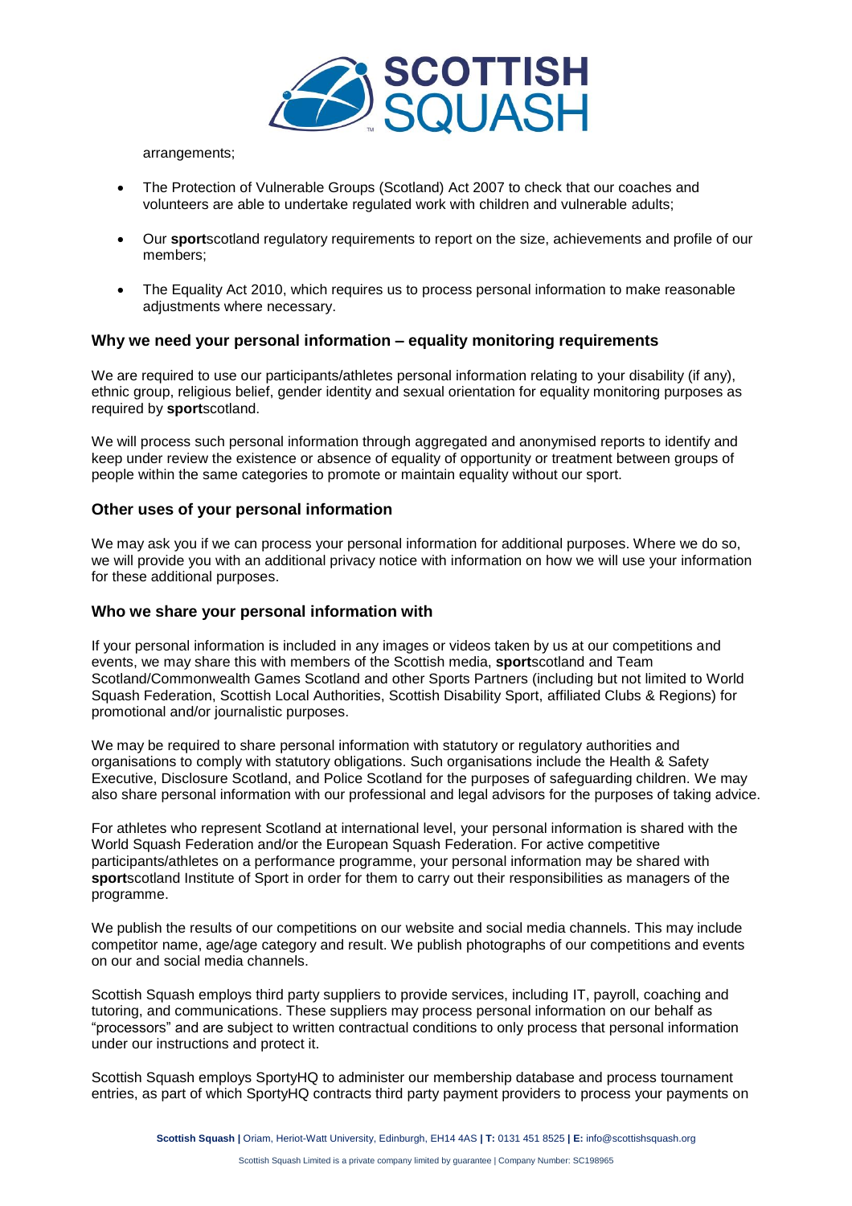arrangements;

- The Protection of Vulnerable Groups (Scotland) Act 2007 to check that our coaches and volunteers are able to undertake regulated work with children and vulnerable adults;
- Our **sport**scotland regulatory requirements to report on the size, achievements and profile of our members;
- The Equality Act 2010, which requires us to process personal information to make reasonable adjustments where necessary.

### Why we need your personal information – equality monitoring requirements

We are required to use our participants/athletes personal information relating to your disability (if any), ethnic group, religious belief, gender identity and sexual orientation for equality monitoring purposes as required by **sport**scotland.

We will process such personal information through aggregated and anonymised reports to identify and keep under review the existence or absence of equality of opportunity or treatment between groups of people within the same categories to promote or maintain equality without our sport.

### Other uses of your personal information

We may ask you if we can process your personal information for additional purposes. Where we do so, we will provide you with an additional privacy notice with information on how we will use your information for these additional purposes.

### Who we share your personal information with

If your personal information is included in any images or videos taken by us at our competitions and events, we may share this with members of the Scottish media, **sport**scotland and Team Scotland/Commonwealth Games Scotland and other Sports Partners (including but not limited to World Squash Federation, Scottish Local Authorities, Scottish Disability Sport, affiliated Clubs & Regions) for promotional and/or journalistic purposes.

We may be required to share personal information with statutory or regulatory authorities and organisations to comply with statutory obligations. Such organisations include the Health & Safety Executive, Disclosure Scotland, and Police Scotland for the purposes of safeguarding children. We may also share personal information with our professional and legal advisors for the purposes of taking advice.

For athletes who represent Scotland at international level, your personal information is shared with the World Squash Federation and/or the European Squash Federation. For active competitive participants/athletes on a performance programme, your personal information may be shared with **sport**scotland Institute of Sport in order for them to carry out their responsibilities as managers of the programme.

We publish the results of our competitions on our website and social media channels. This may include competitor name, age/age category and result. We publish photographs of our competitions and events on our and social media channels.

Scottish Squash employs third party suppliers to provide services, including IT, payroll, coaching and tutoring, and communications. These suppliers may process personal information on our behalf as "processors" and are subject to written contractual conditions to only process that personal information under our instructions and protect it.

Scottish Squash employs SportyHQ to administer our membership database and process tournament entries, as part of which SportyHQ contracts third party payment providers to process your payments on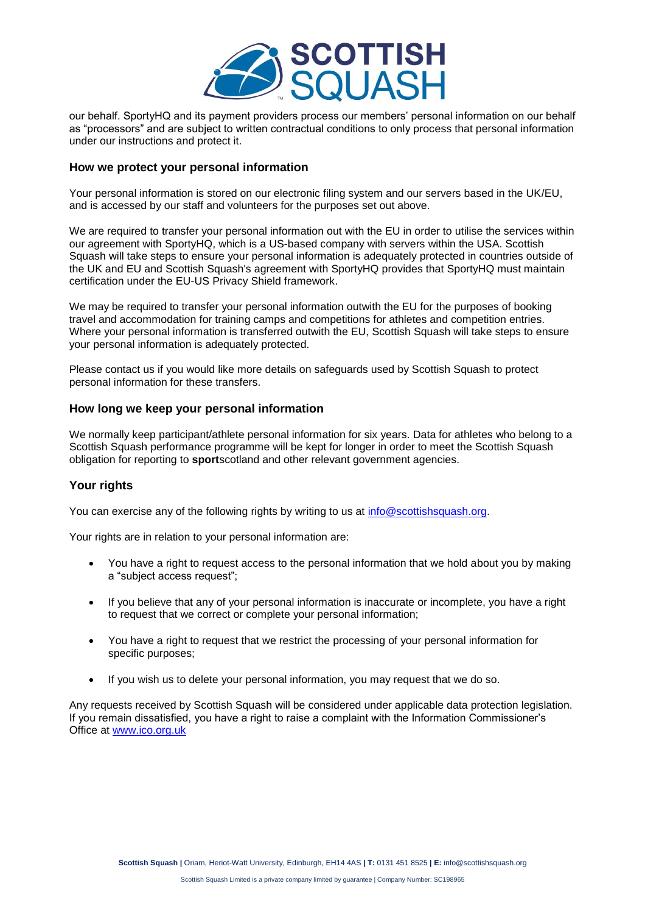our behalf. SportyHQ and its payment providers process our members' personal information on our behalf as "processors" and are subject to written contractual conditions to only process that personal information under our instructions and protect it.

## How we protect your personal information

Your personal information is stored on our electronic filing system and our servers based in the UK/EU, and is accessed by our staff and volunteers for the purposes set out above.

We are required to transfer your personal information out with the EU in order to utilise the services within our agreement with SportyHQ, which is a US-based company with servers within the USA. Scottish Squash will take steps to ensure your personal information is adequately protected in countries outside of the UK and EU and Scottish Squash's agreement with SportyHQ provides that SportyHQ must maintain certification under the EU-US Privacy Shield framework.

We may be required to transfer your personal information outwith the EU for the purposes of booking travel and accommodation for training camps and competitions for athletes and competition entries. Where your personal information is transferred outwith the EU, Scottish Squash will take steps to ensure your personal information is adequately protected.

Please contact us if you would like more details on safeguards used by Scottish Squash to protect personal information for these transfers.

## How long we keep your personal information

We normally keep participant/athlete personal information for six years. Data for athletes who belong to a Scottish Squash performance programme will be kept for longer in order to meet the Scottish Squash obligation for reporting to **sport**scotland and other relevant government agencies.

## Your rights

You can exercise any of the following rights by writing to us at info@scottishsquash.org.

Your rights are in relation to your personal information are:

- You have a right to request access to the personal information that we hold about you by making a "subject access request";
- If you believe that any of your personal information is inaccurate or incomplete, you have a right to request that we correct or complete your personal information;
- You have a right to request that we restrict the processing of your personal information for specific purposes;
- If you wish us to delete your personal information, you may request that we do so.

Any requests received by Scottish Squash will be considered under applicable data protection legislation. If you remain dissatisfied, you have a right to raise a complaint with the Information Commissioner's Office at www.ico.org.uk